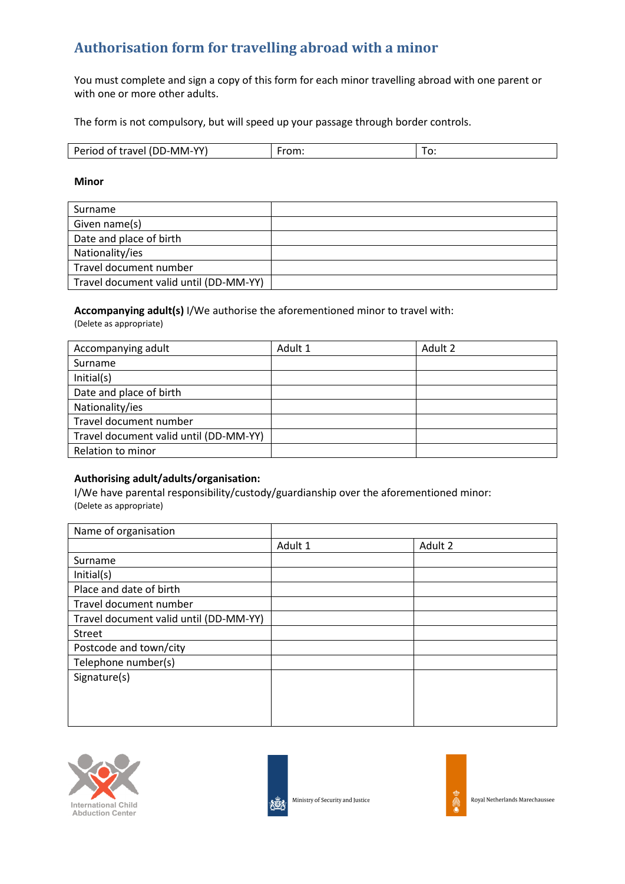# Authorisation form for travelling abroad with a minor

You must complete and sign a copy of this form for each minor travelling abroad with one parent or with one or more other adults.

The form is not compulsory, but will speed up your passage through border controls.

| Period of travel (DD-MM-YY) | From: | To: |
|---|---|---|

**Minor**

| Surname | |
|---|---|
| Given name(s) | |
| Date and place of birth | |
| Nationality/ies | |
| Travel document number | |
| Travel document valid until (DD-MM-YY) | |

**Accompanying adult(s)** I/We authorise the aforementioned minor to travel with:
(Delete as appropriate)

| Accompanying adult | Adult 1 | Adult 2 |
|---|---|---|
| Surname | | |
| Initial(s) | | |
| Date and place of birth | | |
| Nationality/ies | | |
| Travel document number | | |
| Travel document valid until (DD-MM-YY) | | |
| Relation to minor | | |

**Authorising adult/adults/organisation:**
I/We have parental responsibility/custody/guardianship over the aforementioned minor:
(Delete as appropriate)

| Name of organisation | | |
|---|---|---|
| | Adult 1 | Adult 2 |
| Surname | | |
| Initial(s) | | |
| Place and date of birth | | |
| Travel document number | | |
| Travel document valid until (DD-MM-YY) | | |
| Street | | |
| Postcode and town/city | | |
| Telephone number(s) | | |
| Signature(s) | | |

International Child Abduction Center

Ministry of Security and Justice

Royal Netherlands Marechaussee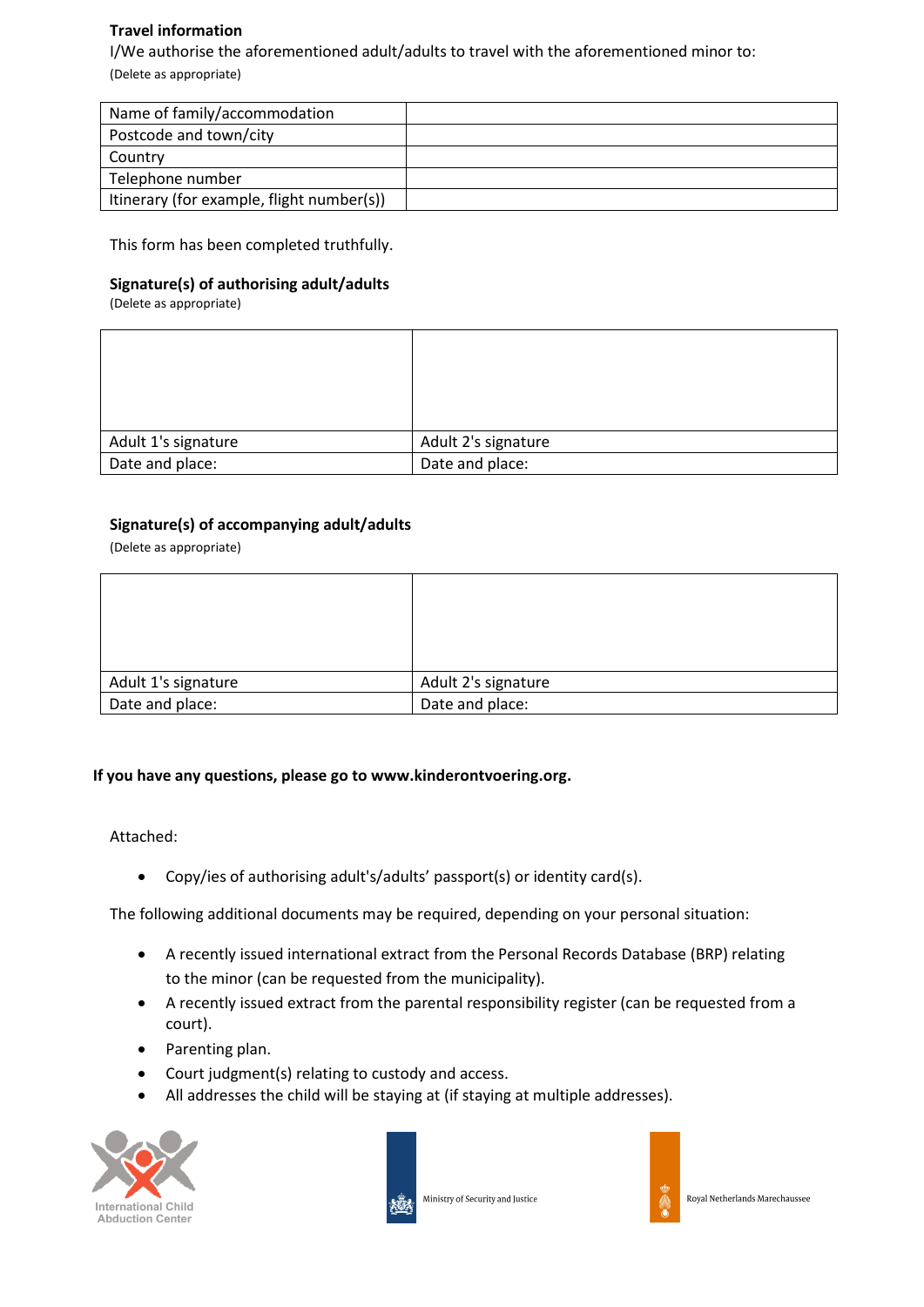**Travel information**

I/We authorise the aforementioned adult/adults to travel with the aforementioned minor to:
(Delete as appropriate)

| | |
|---|---|
| Name of family/accommodation | |
| Postcode and town/city | |
| Country | |
| Telephone number | |
| Itinerary (for example, flight number(s)) | |

This form has been completed truthfully.

**Signature(s) of authorising adult/adults**
(Delete as appropriate)

| | |
|---|---|
| | |
| Adult 1's signature | Adult 2's signature |
| Date and place: | Date and place: |

**Signature(s) of accompanying adult/adults**
(Delete as appropriate)

| | |
|---|---|
| | |
| Adult 1's signature | Adult 2's signature |
| Date and place: | Date and place: |

**If you have any questions, please go to www.kinderontvoering.org.**

Attached:

- Copy/ies of authorising adult's/adults' passport(s) or identity card(s).

The following additional documents may be required, depending on your personal situation:

- A recently issued international extract from the Personal Records Database (BRP) relating to the minor (can be requested from the municipality).
- A recently issued extract from the parental responsibility register (can be requested from a court).
- Parenting plan.
- Court judgment(s) relating to custody and access.
- All addresses the child will be staying at (if staying at multiple addresses).

International Child Abduction Center

Ministry of Security and Justice

Royal Netherlands Marechaussee